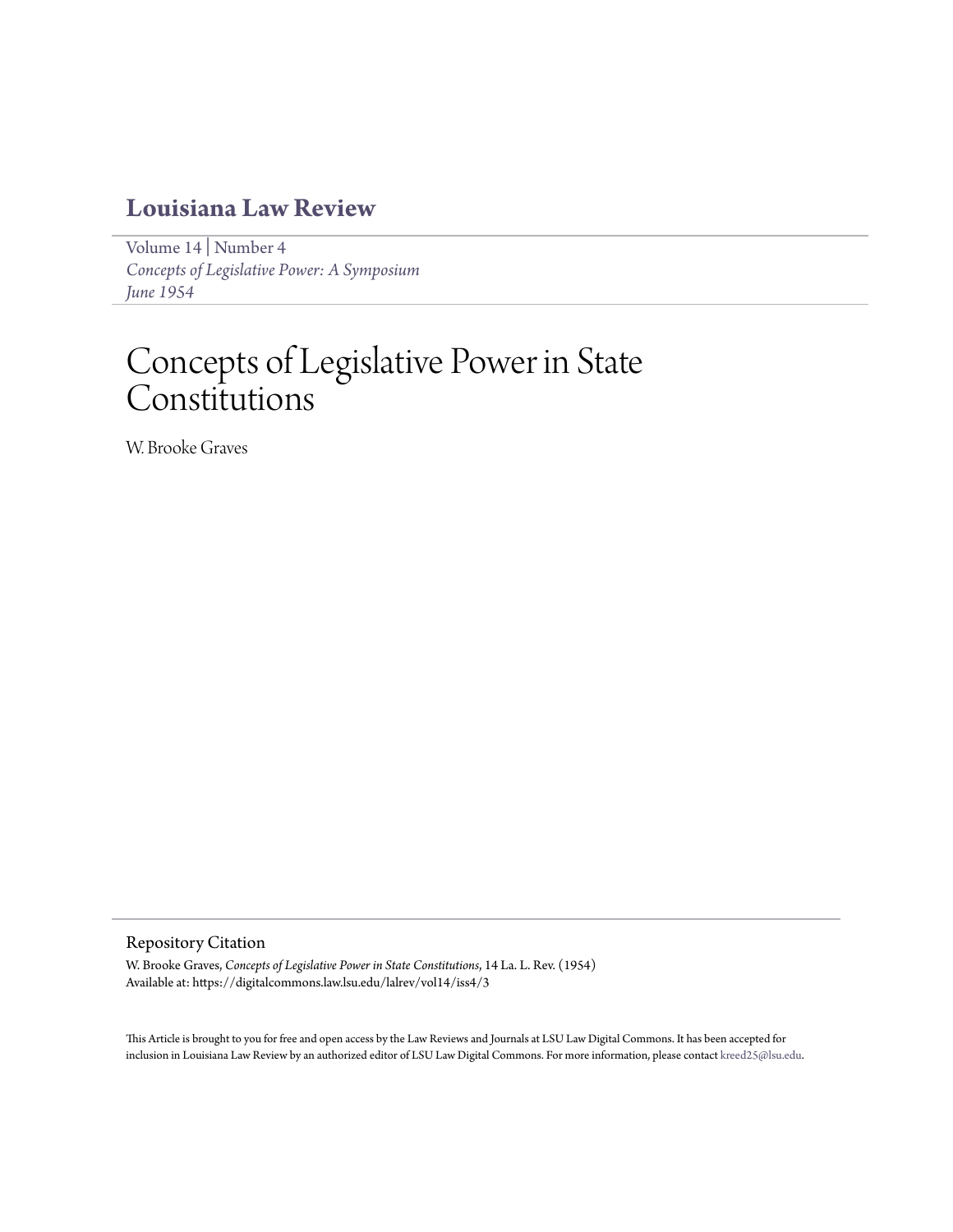# Louisiana Law Review

Volume 14 | Number 4
*Concepts of Legislative Power: A Symposium*
*June 1954*

# Concepts of Legislative Power in State Constitutions

W. Brooke Graves

## Repository Citation

W. Brooke Graves, *Concepts of Legislative Power in State Constitutions*, 14 La. L. Rev. (1954)
Available at: https://digitalcommons.law.lsu.edu/lalrev/vol14/iss4/3

This Article is brought to you for free and open access by the Law Reviews and Journals at LSU Law Digital Commons. It has been accepted for inclusion in Louisiana Law Review by an authorized editor of LSU Law Digital Commons. For more information, please contact kreed25@lsu.edu.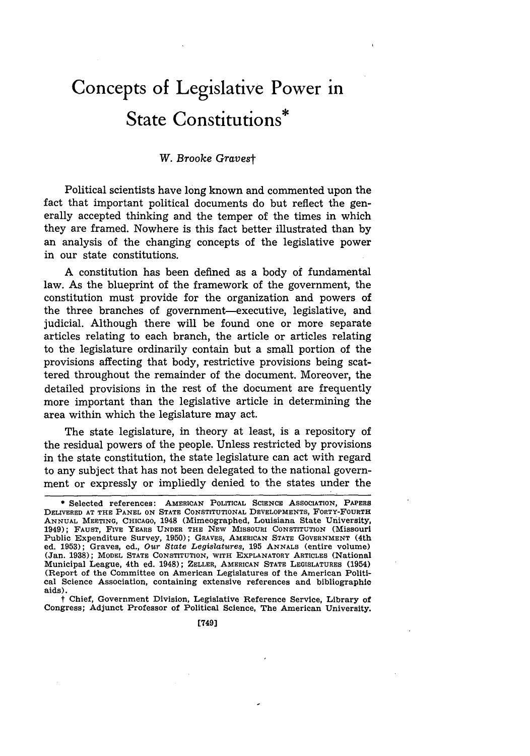# Concepts of Legislative Power in State Constitutions*

*W. Brooke Graves*†

Political scientists have long known and commented upon the fact that important political documents do but reflect the generally accepted thinking and the temper of the times in which they are framed. Nowhere is this fact better illustrated than by an analysis of the changing concepts of the legislative power in our state constitutions.

A constitution has been defined as a body of fundamental law. As the blueprint of the framework of the government, the constitution must provide for the organization and powers of the three branches of government—executive, legislative, and judicial. Although there will be found one or more separate articles relating to each branch, the article or articles relating to the legislature ordinarily contain but a small portion of the provisions affecting that body, restrictive provisions being scattered throughout the remainder of the document. Moreover, the detailed provisions in the rest of the document are frequently more important than the legislative article in determining the area within which the legislature may act.

The state legislature, in theory at least, is a repository of the residual powers of the people. Unless restricted by provisions in the state constitution, the state legislature can act with regard to any subject that has not been delegated to the national government or expressly or impliedly denied to the states under the

---

\* Selected references: AMERICAN POLITICAL SCIENCE ASSOCIATION, PAPERS DELIVERED AT THE PANEL ON STATE CONSTITUTIONAL DEVELOPMENTS, FORTY-FOURTH ANNUAL MEETING, CHICAGO, 1948 (Mimeographed, Louisiana State University, 1949); FAUST, FIVE YEARS UNDER THE NEW MISSOURI CONSTITUTION (Missouri Public Expenditure Survey, 1950); GRAVES, AMERICAN STATE GOVERNMENT (4th ed. 1953); Graves, ed., *Our State Legislatures*, 195 ANNALS (entire volume) (Jan. 1938); MODEL STATE CONSTITUTION, WITH EXPLANATORY ARTICLES (National Municipal League, 4th ed. 1948); ZELLER, AMERICAN STATE LEGISLATURES (1954) (Report of the Committee on American Legislatures of the American Political Science Association, containing extensive references and bibliographic aids).

† Chief, Government Division, Legislative Reference Service, Library of Congress; Adjunct Professor of Political Science, The American University.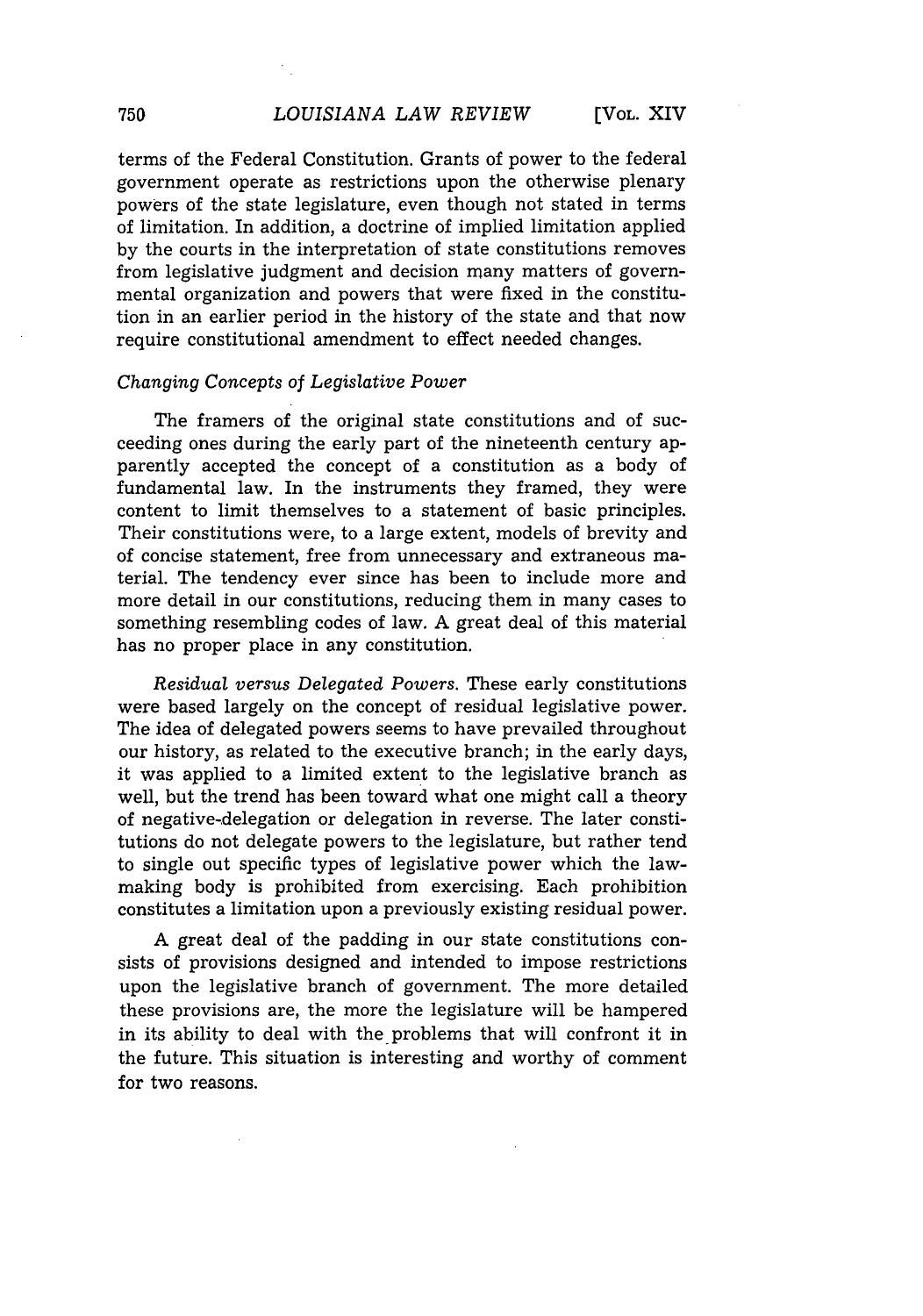terms of the Federal Constitution. Grants of power to the federal government operate as restrictions upon the otherwise plenary powers of the state legislature, even though not stated in terms of limitation. In addition, a doctrine of implied limitation applied by the courts in the interpretation of state constitutions removes from legislative judgment and decision many matters of governmental organization and powers that were fixed in the constitution in an earlier period in the history of the state and that now require constitutional amendment to effect needed changes.

### *Changing Concepts of Legislative Power*

The framers of the original state constitutions and of succeeding ones during the early part of the nineteenth century apparently accepted the concept of a constitution as a body of fundamental law. In the instruments they framed, they were content to limit themselves to a statement of basic principles. Their constitutions were, to a large extent, models of brevity and of concise statement, free from unnecessary and extraneous material. The tendency ever since has been to include more and more detail in our constitutions, reducing them in many cases to something resembling codes of law. A great deal of this material has no proper place in any constitution.

*Residual versus Delegated Powers.* These early constitutions were based largely on the concept of residual legislative power. The idea of delegated powers seems to have prevailed throughout our history, as related to the executive branch; in the early days, it was applied to a limited extent to the legislative branch as well, but the trend has been toward what one might call a theory of negative-delegation or delegation in reverse. The later constitutions do not delegate powers to the legislature, but rather tend to single out specific types of legislative power which the law-making body is prohibited from exercising. Each prohibition constitutes a limitation upon a previously existing residual power.

A great deal of the padding in our state constitutions consists of provisions designed and intended to impose restrictions upon the legislative branch of government. The more detailed these provisions are, the more the legislature will be hampered in its ability to deal with the problems that will confront it in the future. This situation is interesting and worthy of comment for two reasons.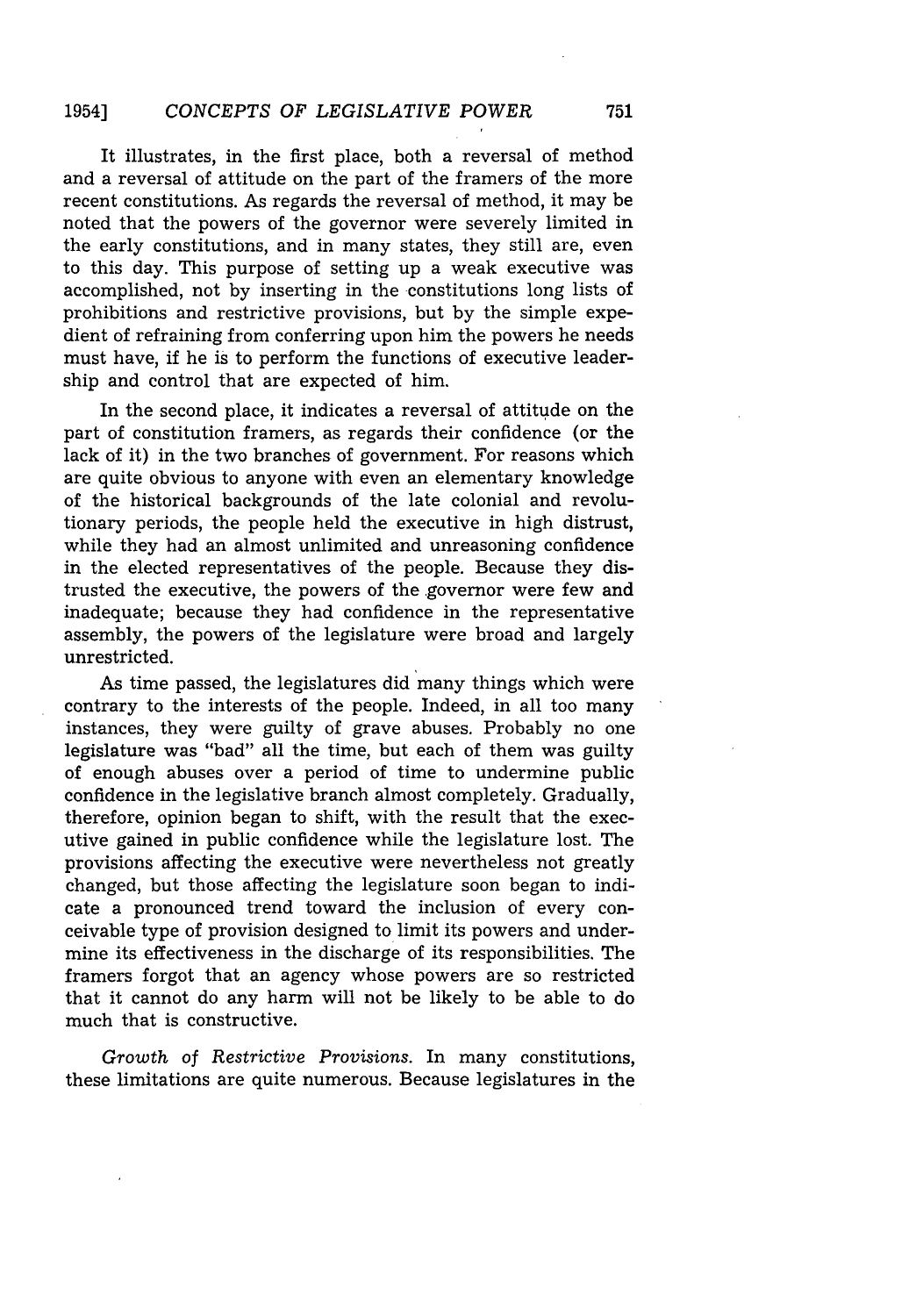It illustrates, in the first place, both a reversal of method and a reversal of attitude on the part of the framers of the more recent constitutions. As regards the reversal of method, it may be noted that the powers of the governor were severely limited in the early constitutions, and in many states, they still are, even to this day. This purpose of setting up a weak executive was accomplished, not by inserting in the constitutions long lists of prohibitions and restrictive provisions, but by the simple expedient of refraining from conferring upon him the powers he needs must have, if he is to perform the functions of executive leadership and control that are expected of him.

In the second place, it indicates a reversal of attitude on the part of constitution framers, as regards their confidence (or the lack of it) in the two branches of government. For reasons which are quite obvious to anyone with even an elementary knowledge of the historical backgrounds of the late colonial and revolutionary periods, the people held the executive in high distrust, while they had an almost unlimited and unreasoning confidence in the elected representatives of the people. Because they distrusted the executive, the powers of the governor were few and inadequate; because they had confidence in the representative assembly, the powers of the legislature were broad and largely unrestricted.

As time passed, the legislatures did many things which were contrary to the interests of the people. Indeed, in all too many instances, they were guilty of grave abuses. Probably no one legislature was "bad" all the time, but each of them was guilty of enough abuses over a period of time to undermine public confidence in the legislative branch almost completely. Gradually, therefore, opinion began to shift, with the result that the executive gained in public confidence while the legislature lost. The provisions affecting the executive were nevertheless not greatly changed, but those affecting the legislature soon began to indicate a pronounced trend toward the inclusion of every conceivable type of provision designed to limit its powers and undermine its effectiveness in the discharge of its responsibilities. The framers forgot that an agency whose powers are so restricted that it cannot do any harm will not be likely to be able to do much that is constructive.

*Growth of Restrictive Provisions.* In many constitutions, these limitations are quite numerous. Because legislatures in the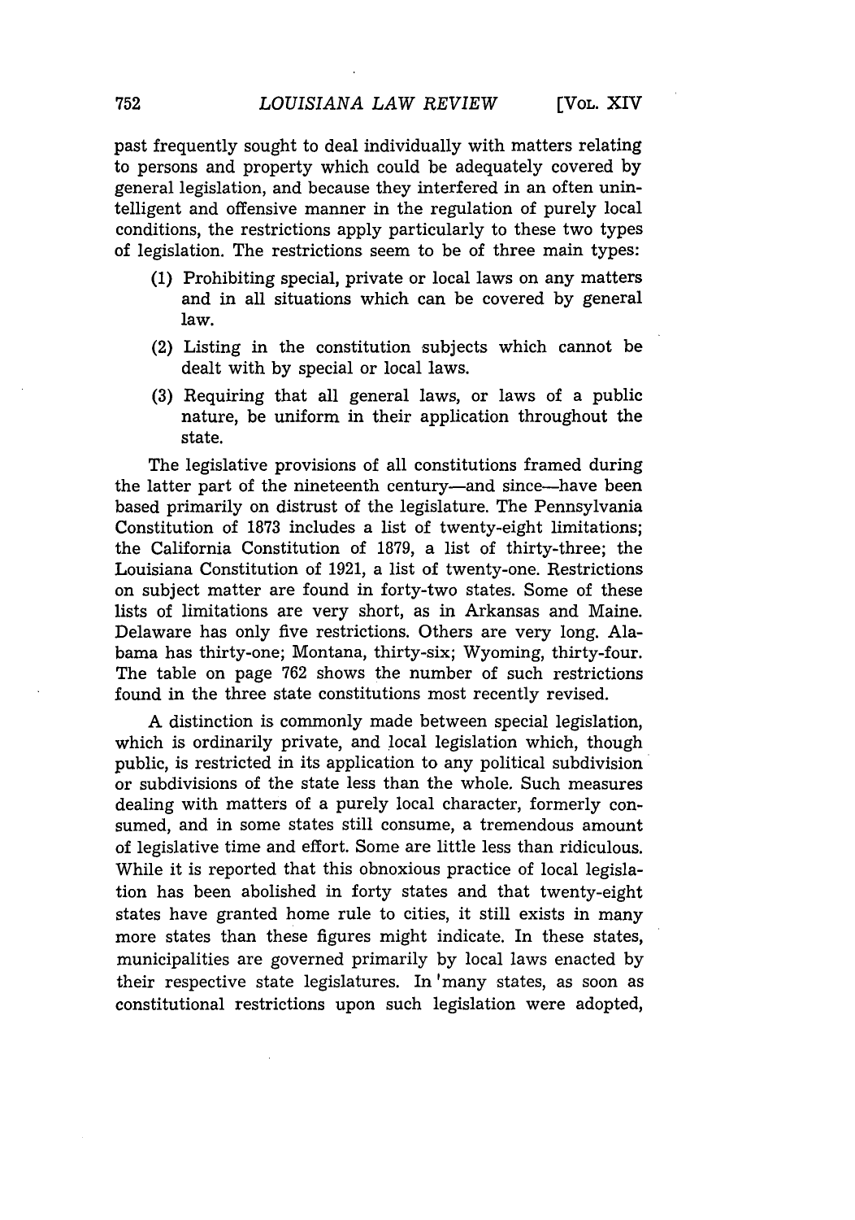past frequently sought to deal individually with matters relating to persons and property which could be adequately covered by general legislation, and because they interfered in an often unintelligent and offensive manner in the regulation of purely local conditions, the restrictions apply particularly to these two types of legislation. The restrictions seem to be of three main types:

(1) Prohibiting special, private or local laws on any matters and in all situations which can be covered by general law.

(2) Listing in the constitution subjects which cannot be dealt with by special or local laws.

(3) Requiring that all general laws, or laws of a public nature, be uniform in their application throughout the state.

The legislative provisions of all constitutions framed during the latter part of the nineteenth century—and since—have been based primarily on distrust of the legislature. The Pennsylvania Constitution of 1873 includes a list of twenty-eight limitations; the California Constitution of 1879, a list of thirty-three; the Louisiana Constitution of 1921, a list of twenty-one. Restrictions on subject matter are found in forty-two states. Some of these lists of limitations are very short, as in Arkansas and Maine. Delaware has only five restrictions. Others are very long. Alabama has thirty-one; Montana, thirty-six; Wyoming, thirty-four. The table on page 762 shows the number of such restrictions found in the three state constitutions most recently revised.

A distinction is commonly made between special legislation, which is ordinarily private, and local legislation which, though public, is restricted in its application to any political subdivision or subdivisions of the state less than the whole. Such measures dealing with matters of a purely local character, formerly consumed, and in some states still consume, a tremendous amount of legislative time and effort. Some are little less than ridiculous. While it is reported that this obnoxious practice of local legislation has been abolished in forty states and that twenty-eight states have granted home rule to cities, it still exists in many more states than these figures might indicate. In these states, municipalities are governed primarily by local laws enacted by their respective state legislatures. In many states, as soon as constitutional restrictions upon such legislation were adopted,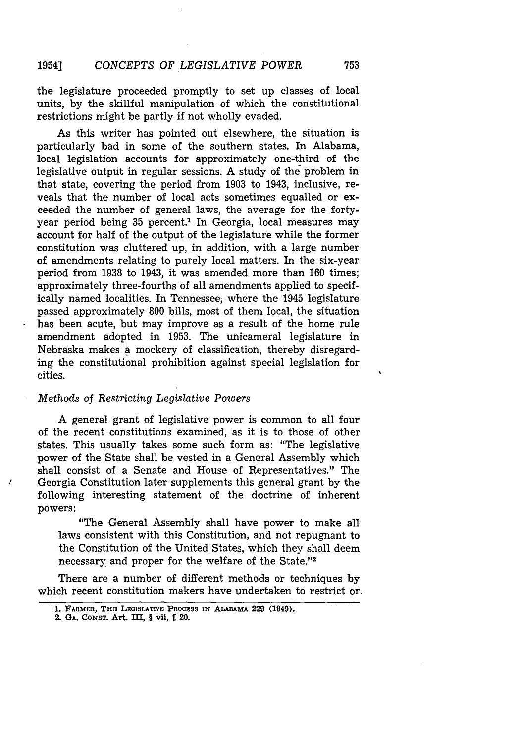the legislature proceeded promptly to set up classes of local units, by the skillful manipulation of which the constitutional restrictions might be partly if not wholly evaded.

As this writer has pointed out elsewhere, the situation is particularly bad in some of the southern states. In Alabama, local legislation accounts for approximately one-third of the legislative output in regular sessions. A study of the problem in that state, covering the period from 1903 to 1943, inclusive, reveals that the number of local acts sometimes equalled or exceeded the number of general laws, the average for the forty-year period being 35 percent.[1] In Georgia, local measures may account for half of the output of the legislature while the former constitution was cluttered up, in addition, with a large number of amendments relating to purely local matters. In the six-year period from 1938 to 1943, it was amended more than 160 times; approximately three-fourths of all amendments applied to specifically named localities. In Tennessee, where the 1945 legislature passed approximately 800 bills, most of them local, the situation has been acute, but may improve as a result of the home rule amendment adopted in 1953. The unicameral legislature in Nebraska makes a mockery of classification, thereby disregarding the constitutional prohibition against special legislation for cities.

*Methods of Restricting Legislative Powers*

A general grant of legislative power is common to all four of the recent constitutions examined, as it is to those of other states. This usually takes some such form as: "The legislative power of the State shall be vested in a General Assembly which shall consist of a Senate and House of Representatives." The Georgia Constitution later supplements this general grant by the following interesting statement of the doctrine of inherent powers:

> "The General Assembly shall have power to make all laws consistent with this Constitution, and not repugnant to the Constitution of the United States, which they shall deem necessary and proper for the welfare of the State."[2]

There are a number of different methods or techniques by which recent constitution makers have undertaken to restrict or

---

1. FARMER, THE LEGISLATIVE PROCESS IN ALABAMA 229 (1949).
2. GA. CONST. Art. III, § vii, ¶ 20.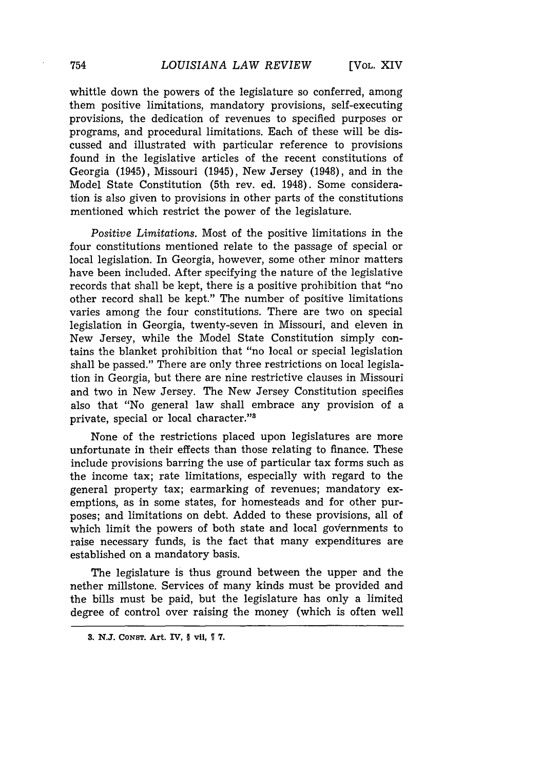whittle down the powers of the legislature so conferred, among them positive limitations, mandatory provisions, self-executing provisions, the dedication of revenues to specified purposes or programs, and procedural limitations. Each of these will be discussed and illustrated with particular reference to provisions found in the legislative articles of the recent constitutions of Georgia (1945), Missouri (1945), New Jersey (1948), and in the Model State Constitution (5th rev. ed. 1948). Some consideration is also given to provisions in other parts of the constitutions mentioned which restrict the power of the legislature.

*Positive Limitations.* Most of the positive limitations in the four constitutions mentioned relate to the passage of special or local legislation. In Georgia, however, some other minor matters have been included. After specifying the nature of the legislative records that shall be kept, there is a positive prohibition that "no other record shall be kept." The number of positive limitations varies among the four constitutions. There are two on special legislation in Georgia, twenty-seven in Missouri, and eleven in New Jersey, while the Model State Constitution simply contains the blanket prohibition that "no local or special legislation shall be passed." There are only three restrictions on local legislation in Georgia, but there are nine restrictive clauses in Missouri and two in New Jersey. The New Jersey Constitution specifies also that "No general law shall embrace any provision of a private, special or local character."[3]

None of the restrictions placed upon legislatures are more unfortunate in their effects than those relating to finance. These include provisions barring the use of particular tax forms such as the income tax; rate limitations, especially with regard to the general property tax; earmarking of revenues; mandatory exemptions, as in some states, for homesteads and for other purposes; and limitations on debt. Added to these provisions, all of which limit the powers of both state and local governments to raise necessary funds, is the fact that many expenditures are established on a mandatory basis.

The legislature is thus ground between the upper and the nether millstone. Services of many kinds must be provided and the bills must be paid, but the legislature has only a limited degree of control over raising the money (which is often well

3. N.J. CONST. Art. IV, § vii, ¶ 7.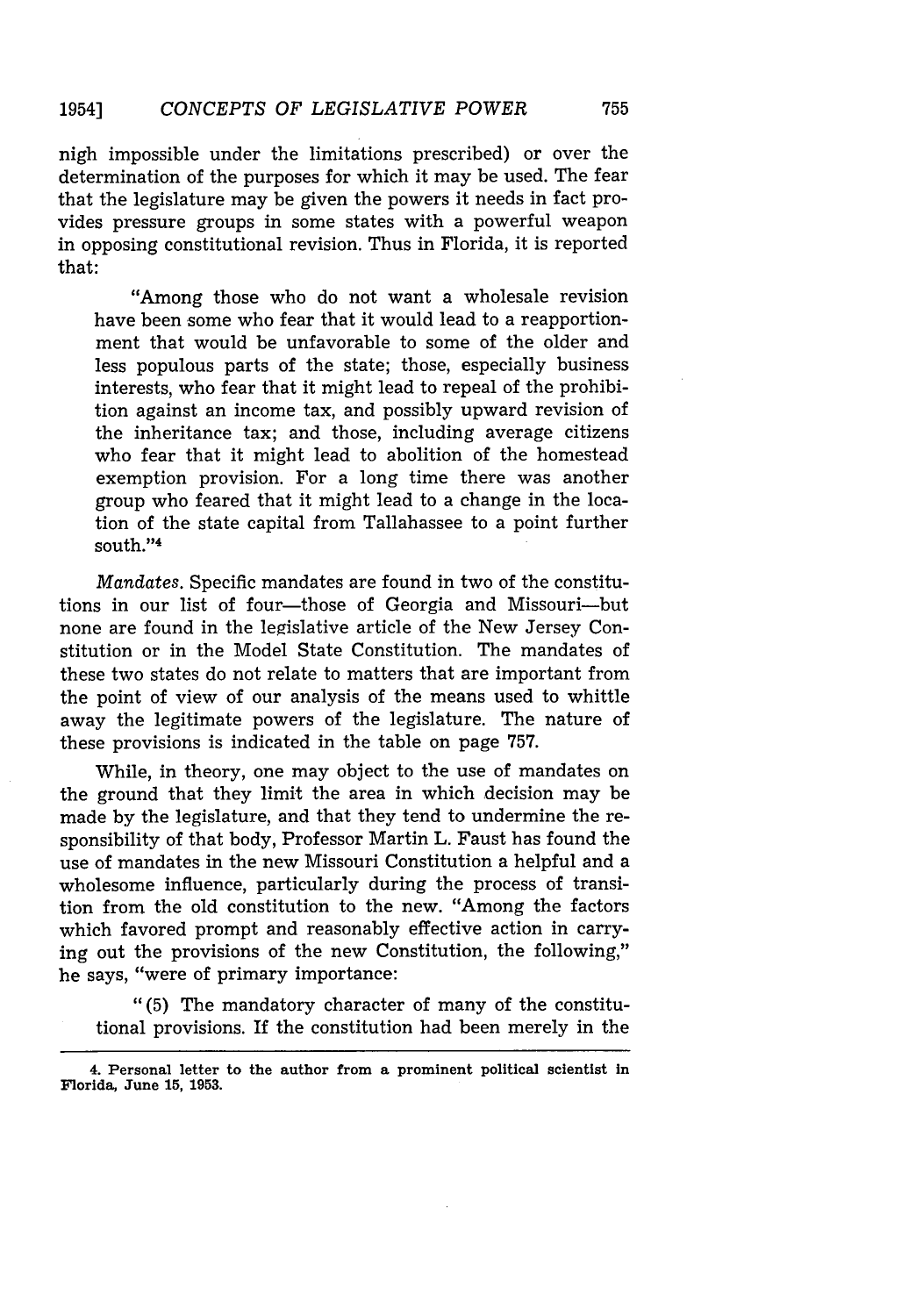nigh impossible under the limitations prescribed) or over the determination of the purposes for which it may be used. The fear that the legislature may be given the powers it needs in fact provides pressure groups in some states with a powerful weapon in opposing constitutional revision. Thus in Florida, it is reported that:

> "Among those who do not want a wholesale revision have been some who fear that it would lead to a reapportionment that would be unfavorable to some of the older and less populous parts of the state; those, especially business interests, who fear that it might lead to repeal of the prohibition against an income tax, and possibly upward revision of the inheritance tax; and those, including average citizens who fear that it might lead to abolition of the homestead exemption provision. For a long time there was another group who feared that it might lead to a change in the location of the state capital from Tallahassee to a point further south."[4]

*Mandates.* Specific mandates are found in two of the constitutions in our list of four—those of Georgia and Missouri—but none are found in the legislative article of the New Jersey Constitution or in the Model State Constitution. The mandates of these two states do not relate to matters that are important from the point of view of our analysis of the means used to whittle away the legitimate powers of the legislature. The nature of these provisions is indicated in the table on page 757.

While, in theory, one may object to the use of mandates on the ground that they limit the area in which decision may be made by the legislature, and that they tend to undermine the responsibility of that body, Professor Martin L. Faust has found the use of mandates in the new Missouri Constitution a helpful and a wholesome influence, particularly during the process of transition from the old constitution to the new. "Among the factors which favored prompt and reasonably effective action in carrying out the provisions of the new Constitution, the following," he says, "were of primary importance:

> "(5) The mandatory character of many of the constitutional provisions. If the constitution had been merely in the

---

4. Personal letter to the author from a prominent political scientist in Florida, June 15, 1953.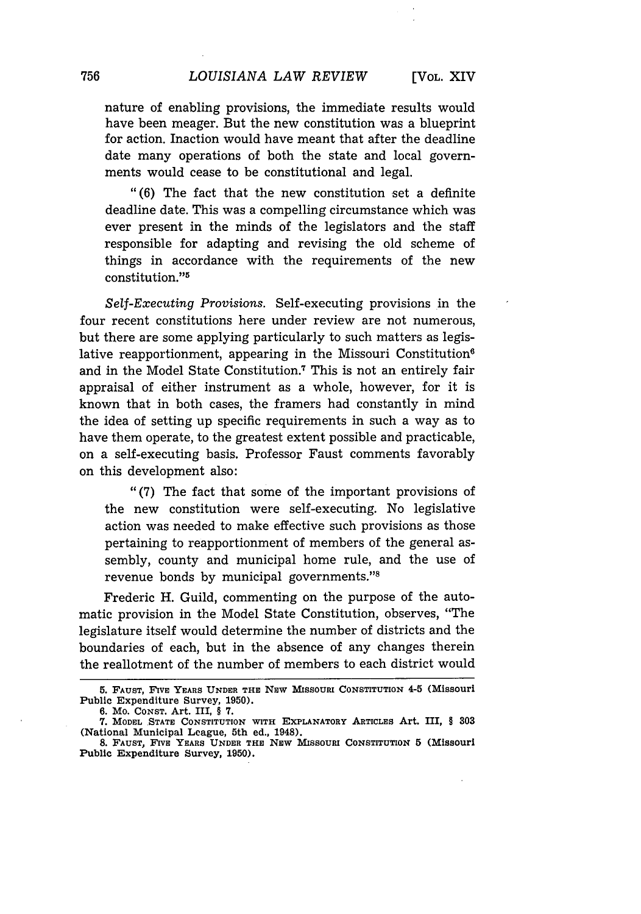nature of enabling provisions, the immediate results would have been meager. But the new constitution was a blueprint for action. Inaction would have meant that after the deadline date many operations of both the state and local governments would cease to be constitutional and legal.

"(6) The fact that the new constitution set a definite deadline date. This was a compelling circumstance which was ever present in the minds of the legislators and the staff responsible for adapting and revising the old scheme of things in accordance with the requirements of the new constitution."[5]

*Self-Executing Provisions.* Self-executing provisions in the four recent constitutions here under review are not numerous, but there are some applying particularly to such matters as legislative reapportionment, appearing in the Missouri Constitution[6] and in the Model State Constitution.[7] This is not an entirely fair appraisal of either instrument as a whole, however, for it is known that in both cases, the framers had constantly in mind the idea of setting up specific requirements in such a way as to have them operate, to the greatest extent possible and practicable, on a self-executing basis. Professor Faust comments favorably on this development also:

"(7) The fact that some of the important provisions of the new constitution were self-executing. No legislative action was needed to make effective such provisions as those pertaining to reapportionment of members of the general assembly, county and municipal home rule, and the use of revenue bonds by municipal governments."[8]

Frederic H. Guild, commenting on the purpose of the automatic provision in the Model State Constitution, observes, "The legislature itself would determine the number of districts and the boundaries of each, but in the absence of any changes therein the reallotment of the number of members to each district would

---

5. FAUST, FIVE YEARS UNDER THE NEW MISSOURI CONSTITUTION 4-5 (Missouri Public Expenditure Survey, 1950).

6. MO. CONST. Art. III, § 7.

7. MODEL STATE CONSTITUTION WITH EXPLANATORY ARTICLES Art. III, § 303 (National Municipal League, 5th ed., 1948).

8. FAUST, FIVE YEARS UNDER THE NEW MISSOURI CONSTITUTION 5 (Missouri Public Expenditure Survey, 1950).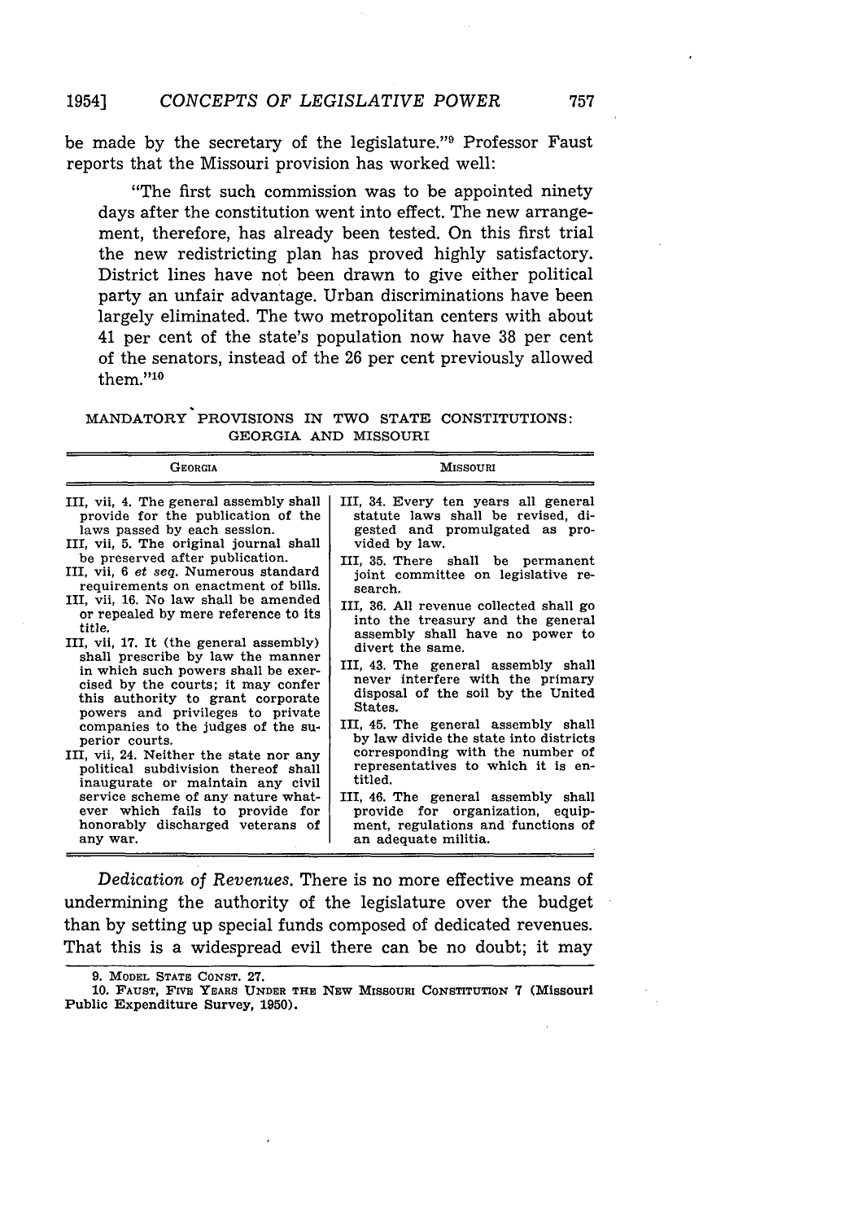be made by the secretary of the legislature."[9] Professor Faust reports that the Missouri provision has worked well:

> "The first such commission was to be appointed ninety days after the constitution went into effect. The new arrangement, therefore, has already been tested. On this first trial the new redistricting plan has proved highly satisfactory. District lines have not been drawn to give either political party an unfair advantage. Urban discriminations have been largely eliminated. The two metropolitan centers with about 41 per cent of the state's population now have 38 per cent of the senators, instead of the 26 per cent previously allowed them."[10]

MANDATORY PROVISIONS IN TWO STATE CONSTITUTIONS: GEORGIA AND MISSOURI

| GEORGIA | MISSOURI |
|---|---|
| III, vii, 4. The general assembly shall provide for the publication of the laws passed by each session. | III, 34. Every ten years all general statute laws shall be revised, digested and promulgated as provided by law. |
| III, vii, 5. The original journal shall be preserved after publication. | III, 35. There shall be permanent joint committee on legislative research. |
| III, vii, 6 *et seq.* Numerous standard requirements on enactment of bills. | III, 36. All revenue collected shall go into the treasury and the general assembly shall have no power to divert the same. |
| III, vii, 16. No law shall be amended or repealed by mere reference to its title. | III, 43. The general assembly shall never interfere with the primary disposal of the soil by the United States. |
| III, vii, 17. It (the general assembly) shall prescribe by law the manner in which such powers shall be exercised by the courts; it may confer this authority to grant corporate powers and privileges to private companies to the judges of the superior courts. | III, 45. The general assembly shall by law divide the state into districts corresponding with the number of representatives to which it is entitled. |
| III, vii, 24. Neither the state nor any political subdivision thereof shall inaugurate or maintain any civil service scheme of any nature whatever which fails to provide for honorably discharged veterans of any war. | III, 46. The general assembly shall provide for organization, equipment, regulations and functions of an adequate militia. |

*Dedication of Revenues.* There is no more effective means of undermining the authority of the legislature over the budget than by setting up special funds composed of dedicated revenues. That this is a widespread evil there can be no doubt; it may

9. MODEL STATE CONST. 27.

10. FAUST, FIVE YEARS UNDER THE NEW MISSOURI CONSTITUTION 7 (Missouri Public Expenditure Survey, 1950).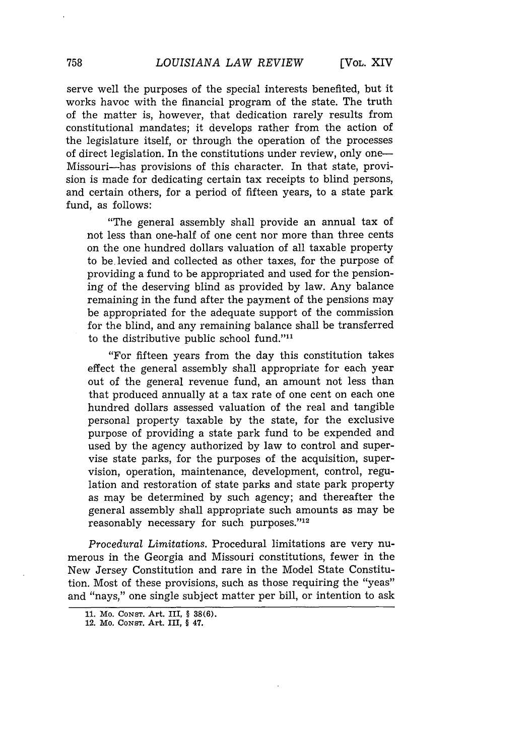serve well the purposes of the special interests benefited, but it works havoc with the financial program of the state. The truth of the matter is, however, that dedication rarely results from constitutional mandates; it develops rather from the action of the legislature itself, or through the operation of the processes of direct legislation. In the constitutions under review, only one—Missouri—has provisions of this character. In that state, provision is made for dedicating certain tax receipts to blind persons, and certain others, for a period of fifteen years, to a state park fund, as follows:

> "The general assembly shall provide an annual tax of not less than one-half of one cent nor more than three cents on the one hundred dollars valuation of all taxable property to be levied and collected as other taxes, for the purpose of providing a fund to be appropriated and used for the pensioning of the deserving blind as provided by law. Any balance remaining in the fund after the payment of the pensions may be appropriated for the adequate support of the commission for the blind, and any remaining balance shall be transferred to the distributive public school fund."[11]
>
> "For fifteen years from the day this constitution takes effect the general assembly shall appropriate for each year out of the general revenue fund, amount not less than that produced annually at a tax rate of one cent on each one hundred dollars assessed valuation of the real and tangible personal property taxable by the state, for the exclusive purpose of providing a state park fund to be expended and used by the agency authorized by law to control and supervise state parks, for the purposes of the acquisition, supervision, operation, maintenance, development, control, regulation and restoration of state parks and state park property as may be determined by such agency; and thereafter the general assembly shall appropriate such amounts as may be reasonably necessary for such purposes."[12]

*Procedural Limitations.* Procedural limitations are very numerous in the Georgia and Missouri constitutions, fewer in the New Jersey Constitution and rare in the Model State Constitution. Most of these provisions, such as those requiring the "yeas" and "nays," one single subject matter per bill, or intention to ask

---

11. Mo. Const. Art. III, § 38(6).
12. Mo. Const. Art. III, § 47.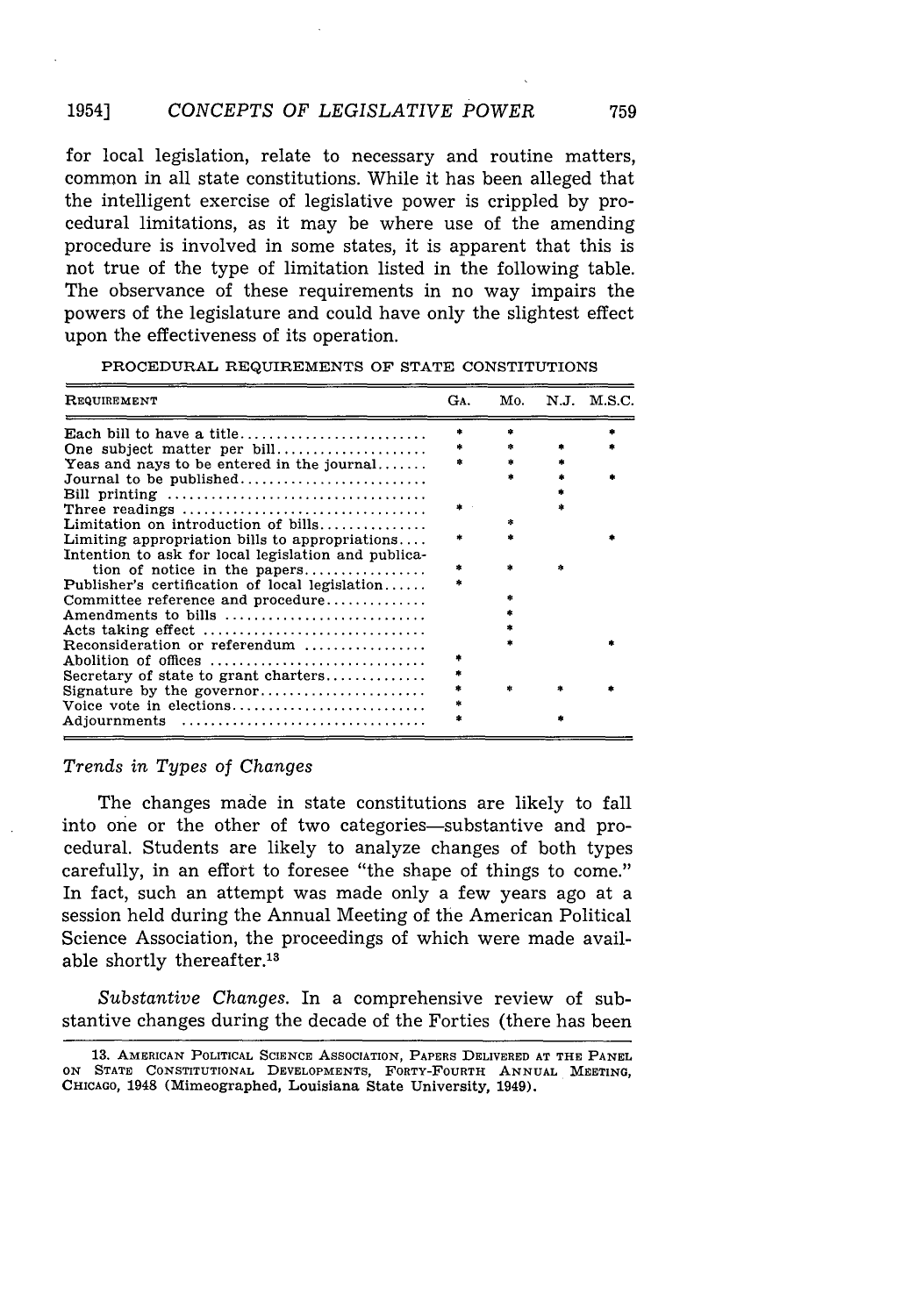for local legislation, relate to necessary and routine matters, common in all state constitutions. While it has been alleged that the intelligent exercise of legislative power is crippled by procedural limitations, as it may be where use of the amending procedure is involved in some states, it is apparent that this is not true of the type of limitation listed in the following table. The observance of these requirements in no way impairs the powers of the legislature and could have only the slightest effect upon the effectiveness of its operation.

PROCEDURAL REQUIREMENTS OF STATE CONSTITUTIONS

| REQUIREMENT | GA. | MO. | N.J. | M.S.C. |
|---|---|---|---|---|
| Each bill to have a title | * | * | | * |
| One subject matter per bill | * | * | * | * |
| Yeas and nays to be entered in the journal | * | * | * | |
| Journal to be published | | * | * | * |
| Bill printing | | | * | |
| Three readings | * | | * | |
| Limitation on introduction of bills | | * | | |
| Limiting appropriation bills to appropriations | * | * | | * |
| Intention to ask for local legislation and publication of notice in the papers | * | * | * | |
| Publisher's certification of local legislation | * | | | |
| Committee reference and procedure | | * | | |
| Amendments to bills | | * | | |
| Acts taking effect | | * | | |
| Reconsideration or referendum | | * | | * |
| Abolition of offices | * | | | |
| Secretary of state to grant charters | * | | | |
| Signature by the governor | * | * | * | * |
| Voice vote in elections | * | | | |
| Adjournments | * | | * | |

### *Trends in Types of Changes*

The changes made in state constitutions are likely to fall into one or the other of two categories—substantive and procedural. Students are likely to analyze changes of both types carefully, in an effort to foresee "the shape of things to come." In fact, such an attempt was made only a few years ago at a session held during the Annual Meeting of the American Political Science Association, the proceedings of which were made available shortly thereafter.[13]

*Substantive Changes.* In a comprehensive review of substantive changes during the decade of the Forties (there has been

13. AMERICAN POLITICAL SCIENCE ASSOCIATION, PAPERS DELIVERED AT THE PANEL ON STATE CONSTITUTIONAL DEVELOPMENTS, FORTY-FOURTH ANNUAL MEETING, CHICAGO, 1948 (Mimeographed, Louisiana State University, 1949).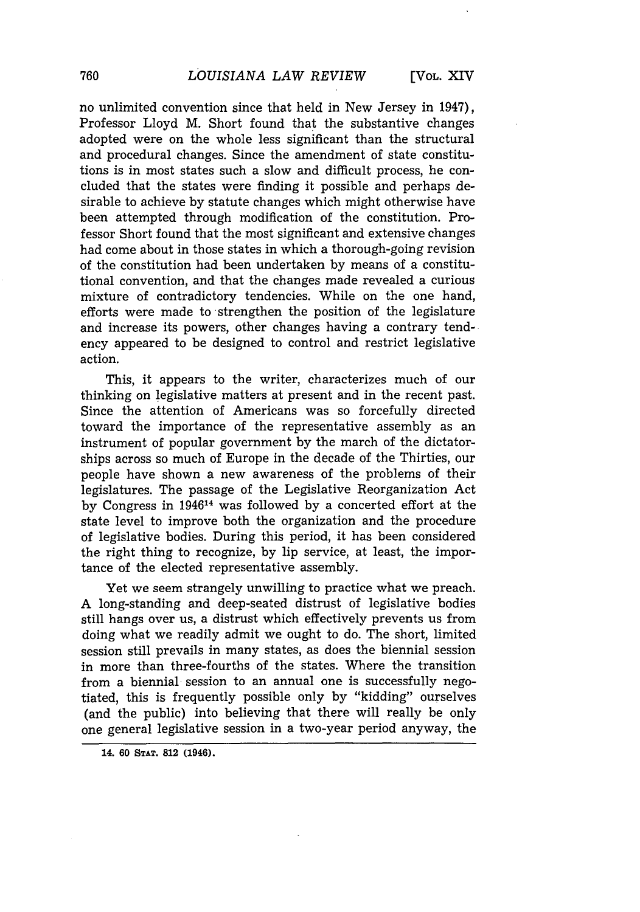no unlimited convention since that held in New Jersey in 1947), Professor Lloyd M. Short found that the substantive changes adopted were on the whole less significant than the structural and procedural changes. Since the amendment of state constitutions is in most states such a slow and difficult process, he concluded that the states were finding it possible and perhaps desirable to achieve by statute changes which might otherwise have been attempted through modification of the constitution. Professor Short found that the most significant and extensive changes had come about in those states in which a thorough-going revision of the constitution had been undertaken by means of a constitutional convention, and that the changes made revealed a curious mixture of contradictory tendencies. While on the one hand, efforts were made to strengthen the position of the legislature and increase its powers, other changes having a contrary tendency appeared to be designed to control and restrict legislative action.

This, it appears to the writer, characterizes much of our thinking on legislative matters at present and in the recent past. Since the attention of Americans was so forcefully directed toward the importance of the representative assembly as an instrument of popular government by the march of the dictatorships across so much of Europe in the decade of the Thirties, our people have shown a new awareness of the problems of their legislatures. The passage of the Legislative Reorganization Act by Congress in 1946[14] was followed by a concerted effort at the state level to improve both the organization and the procedure of legislative bodies. During this period, it has been considered the right thing to recognize, by lip service, at least, the importance of the elected representative assembly.

Yet we seem strangely unwilling to practice what we preach. A long-standing and deep-seated distrust of legislative bodies still hangs over us, a distrust which effectively prevents us from doing what we readily admit we ought to do. The short, limited session still prevails in many states, as does the biennial session in more than three-fourths of the states. Where the transition from a biennial session to an annual one is successfully negotiated, this is frequently possible only by "kidding" ourselves (and the public) into believing that there will really be only one general legislative session in a two-year period anyway, the

---

14. 60 STAT. 812 (1946).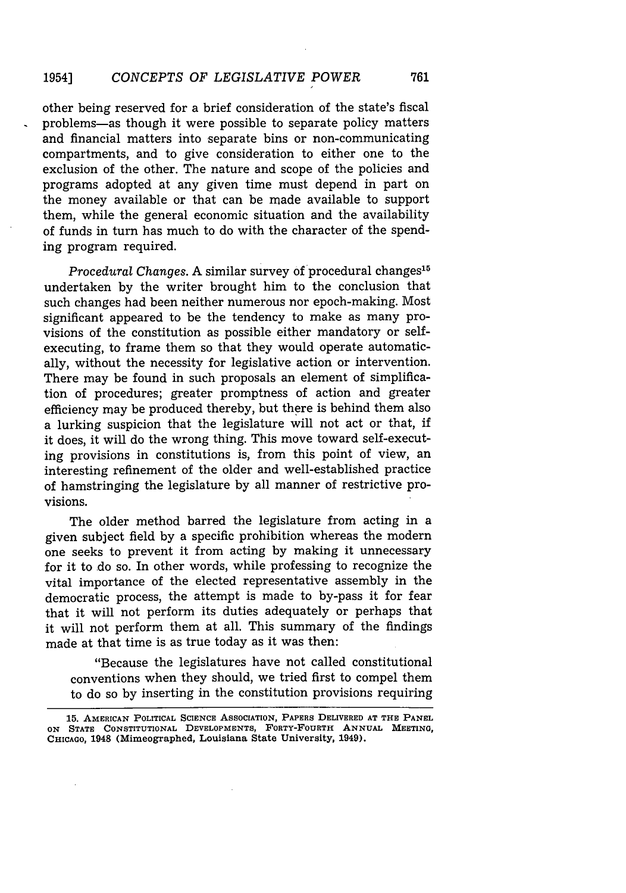other being reserved for a brief consideration of the state's fiscal problems—as though it were possible to separate policy matters and financial matters into separate bins or non-communicating compartments, and to give consideration to either one to the exclusion of the other. The nature and scope of the policies and programs adopted at any given time must depend in part on the money available or that can be made available to support them, while the general economic situation and the availability of funds in turn has much to do with the character of the spending program required.

*Procedural Changes.* A similar survey of procedural changes[15] undertaken by the writer brought him to the conclusion that such changes had been neither numerous nor epoch-making. Most significant appeared to be the tendency to make as many provisions of the constitution as possible either mandatory or self-executing, to frame them so that they would operate automatically, without the necessity for legislative action or intervention. There may be found in such proposals an element of simplification of procedures; greater promptness of action and greater efficiency may be produced thereby, but there is behind them also a lurking suspicion that the legislature will not act or that, if it does, it will do the wrong thing. This move toward self-executing provisions in constitutions is, from this point of view, an interesting refinement of the older and well-established practice of hamstringing the legislature by all manner of restrictive provisions.

The older method barred the legislature from acting in a given subject field by a specific prohibition whereas the modern one seeks to prevent it from acting by making it unnecessary for it to do so. In other words, while professing to recognize the vital importance of the elected representative assembly in the democratic process, the attempt is made to by-pass it for fear that it will not perform its duties adequately or perhaps that it will not perform them at all. This summary of the findings made at that time is as true today as it was then:

> "Because the legislatures have not called constitutional conventions when they should, we tried first to compel them to do so by inserting in the constitution provisions requiring

15. AMERICAN POLITICAL SCIENCE ASSOCIATION, PAPERS DELIVERED AT THE PANEL ON STATE CONSTITUTIONAL DEVELOPMENTS, FORTY-FOURTH ANNUAL MEETING, CHICAGO, 1948 (Mimeographed, Louisiana State University, 1949).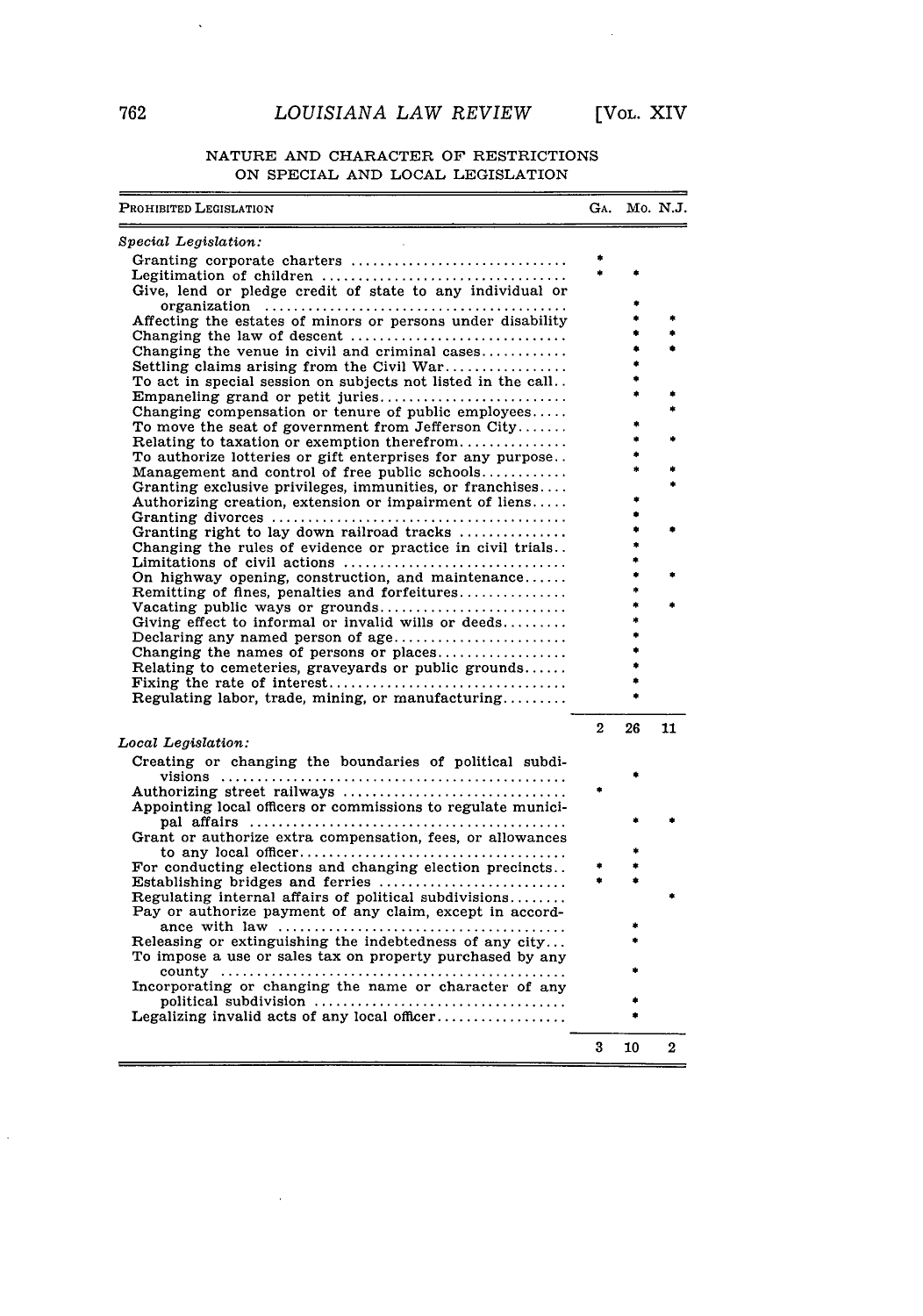NATURE AND CHARACTER OF RESTRICTIONS ON SPECIAL AND LOCAL LEGISLATION

| PROHIBITED LEGISLATION | GA. | MO. | N.J. |
|---|---|---|---|
| *Special Legislation:* | | | |
| Granting corporate charters | * | | |
| Legitimation of children | * | * | |
| Give, lend or pledge credit of state to any individual or organization | | * | |
| Affecting the estates of minors or persons under disability | | * | * |
| Changing the law of descent | | * | * |
| Changing the venue in civil and criminal cases | | * | * |
| Settling claims arising from the Civil War | | * | |
| To act in special session on subjects not listed in the call | | * | |
| Empaneling grand or petit juries | | * | * |
| Changing compensation or tenure of public employees | | | * |
| To move the seat of government from Jefferson City | | * | |
| Relating to taxation or exemption therefrom | | * | * |
| To authorize lotteries or gift enterprises for any purpose | | * | |
| Management and control of free public schools | | * | * |
| Granting exclusive privileges, immunities, or franchises | | | * |
| Authorizing creation, extension or impairment of liens | | * | |
| Granting divorces | | * | |
| Granting right to lay down railroad tracks | | * | * |
| Changing the rules of evidence or practice in civil trials | | * | |
| Limitations of civil actions | | * | |
| On highway opening, construction, and maintenance | | * | * |
| Remitting of fines, penalties and forfeitures | | * | |
| Vacating public ways or grounds | | * | * |
| Giving effect to informal or invalid wills or deeds | | * | |
| Declaring any named person of age | | * | |
| Changing the names of persons or places | | * | |
| Relating to cemeteries, graveyards or public grounds | | * | |
| Fixing the rate of interest | | * | |
| Regulating labor, trade, mining, or manufacturing | | * | |
| | 2 | 26 | 11 |
| *Local Legislation:* | | | |
| Creating or changing the boundaries of political subdivisions | | * | |
| Authorizing street railways | * | | |
| Appointing local officers or commissions to regulate municipal affairs | | * | * |
| Grant or authorize extra compensation, fees, or allowances to any local officer | | * | |
| For conducting elections and changing election precincts | * | * | |
| Establishing bridges and ferries | * | * | |
| Regulating internal affairs of political subdivisions | | | * |
| Pay or authorize payment of any claim, except in accordance with law | | * | |
| Releasing or extinguishing the indebtedness of any city | | * | |
| To impose a use or sales tax on property purchased by any county | | * | |
| Incorporating or changing the name or character of any political subdivision | | * | |
| Legalizing invalid acts of any local officer | | * | |
| | 3 | 10 | 2 |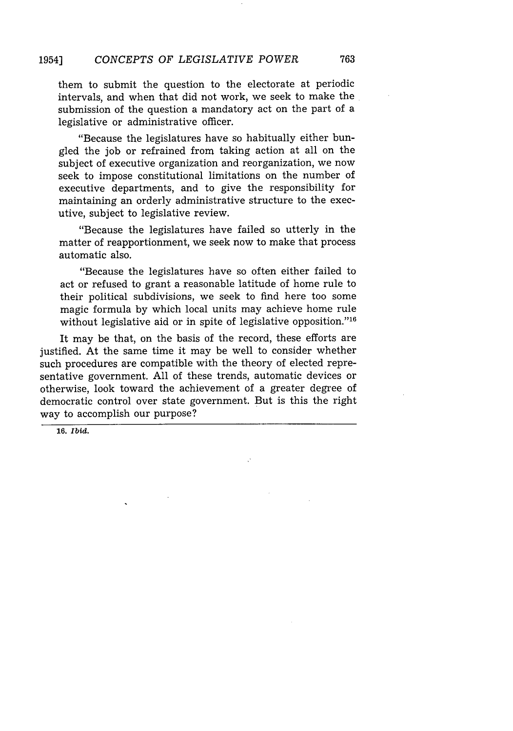them to submit the question to the electorate at periodic intervals, and when that did not work, we seek to make the submission of the question a mandatory act on the part of a legislative or administrative officer.

"Because the legislatures have so habitually either bungled the job or refrained from taking action at all on the subject of executive organization and reorganization, we now seek to impose constitutional limitations on the number of executive departments, and to give the responsibility for maintaining an orderly administrative structure to the executive, subject to legislative review.

"Because the legislatures have failed so utterly in the matter of reapportionment, we seek now to make that process automatic also.

"Because the legislatures have so often either failed to act or refused to grant a reasonable latitude of home rule to their political subdivisions, we seek to find here too some magic formula by which local units may achieve home rule without legislative aid or in spite of legislative opposition."[16]

It may be that, on the basis of the record, these efforts are justified. At the same time it may be well to consider whether such procedures are compatible with the theory of elected representative government. All of these trends, automatic devices or otherwise, look toward the achievement of a greater degree of democratic control over state government. But is this the right way to accomplish our purpose?

---

16. *Ibid.*